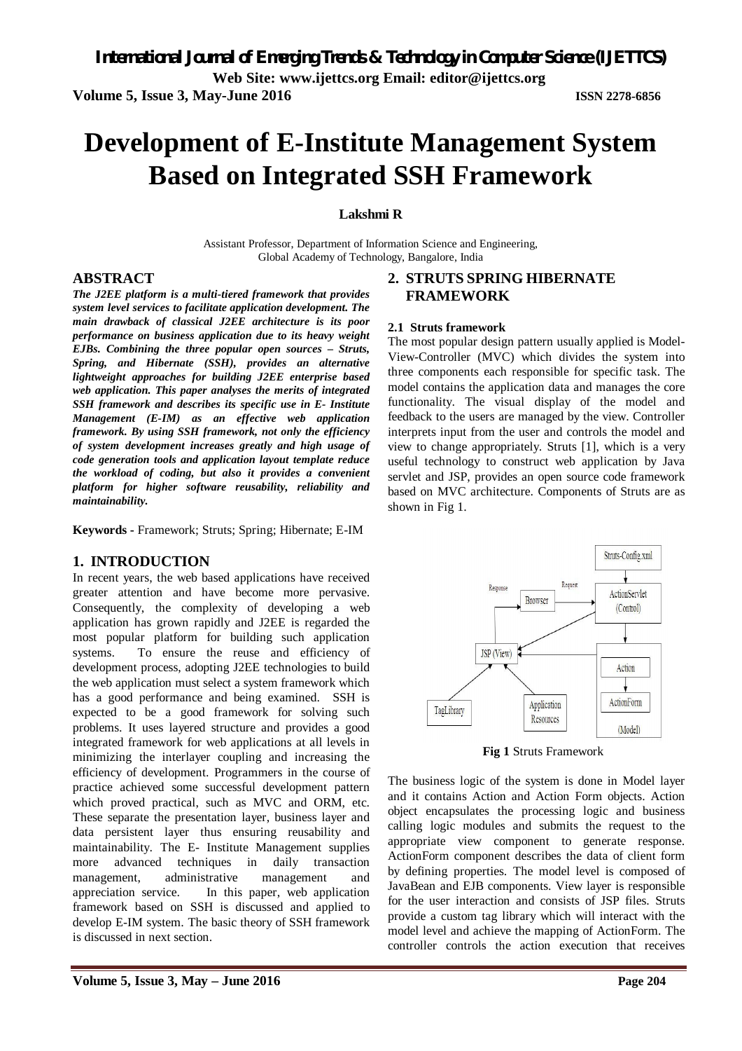# Development of E-Institute Management System Based on Integrated SSH Framework

**Lakshmi R**

Assistant Professor, Department of Information Science and Engineering,
Global Academy of Technology, Bangalore, India

## ABSTRACT

***The J2EE platform is a multi-tiered framework that provides system level services to facilitate application development. The main drawback of classical J2EE architecture is its poor performance on business application due to its heavy weight EJBs. Combining the three popular open sources – Struts, Spring, and Hibernate (SSH), provides an alternative lightweight approaches for building J2EE enterprise based web application. This paper analyses the merits of integrated SSH framework and describes its specific use in E- Institute Management (E-IM) as an effective web application framework. By using SSH framework, not only the efficiency of system development increases greatly and high usage of code generation tools and application layout template reduce the workload of coding, but also it provides a convenient platform for higher software reusability, reliability and maintainability.***

**Keywords -** Framework; Struts; Spring; Hibernate; E-IM

## 1. INTRODUCTION

In recent years, the web based applications have received greater attention and have become more pervasive. Consequently, the complexity of developing a web application has grown rapidly and J2EE is regarded the most popular platform for building such application systems. To ensure the reuse and efficiency of development process, adopting J2EE technologies to build the web application must select a system framework which has a good performance and being examined. SSH is expected to be a good framework for solving such problems. It uses layered structure and provides a good integrated framework for web applications at all levels in minimizing the interlayer coupling and increasing the efficiency of development. Programmers in the course of practice achieved some successful development pattern which proved practical, such as MVC and ORM, etc. These separate the presentation layer, business layer and data persistent layer thus ensuring reusability and maintainability. The E- Institute Management supplies more advanced techniques in daily transaction management, administrative management and appreciation service. In this paper, web application framework based on SSH is discussed and applied to develop E-IM system. The basic theory of SSH framework is discussed in next section.

## 2. STRUTS SPRING HIBERNATE FRAMEWORK

### 2.1 Struts framework

The most popular design pattern usually applied is Model-View-Controller (MVC) which divides the system into three components each responsible for specific task. The model contains the application data and manages the core functionality. The visual display of the model and feedback to the users are managed by the view. Controller interprets input from the user and controls the model and view to change appropriately. Struts [1], which is a very useful technology to construct web application by Java servlet and JSP, provides an open source code framework based on MVC architecture. Components of Struts are as shown in Fig 1.

**Fig 1** Struts Framework

The business logic of the system is done in Model layer and it contains Action and Action Form objects. Action object encapsulates the processing logic and business calling logic modules and submits the request to the appropriate view component to generate response. ActionForm component describes the data of client form by defining properties. The model level is composed of JavaBean and EJB components. View layer is responsible for the user interaction and consists of JSP files. Struts provide a custom tag library which will interact with the model level and achieve the mapping of ActionForm. The controller controls the action execution that receives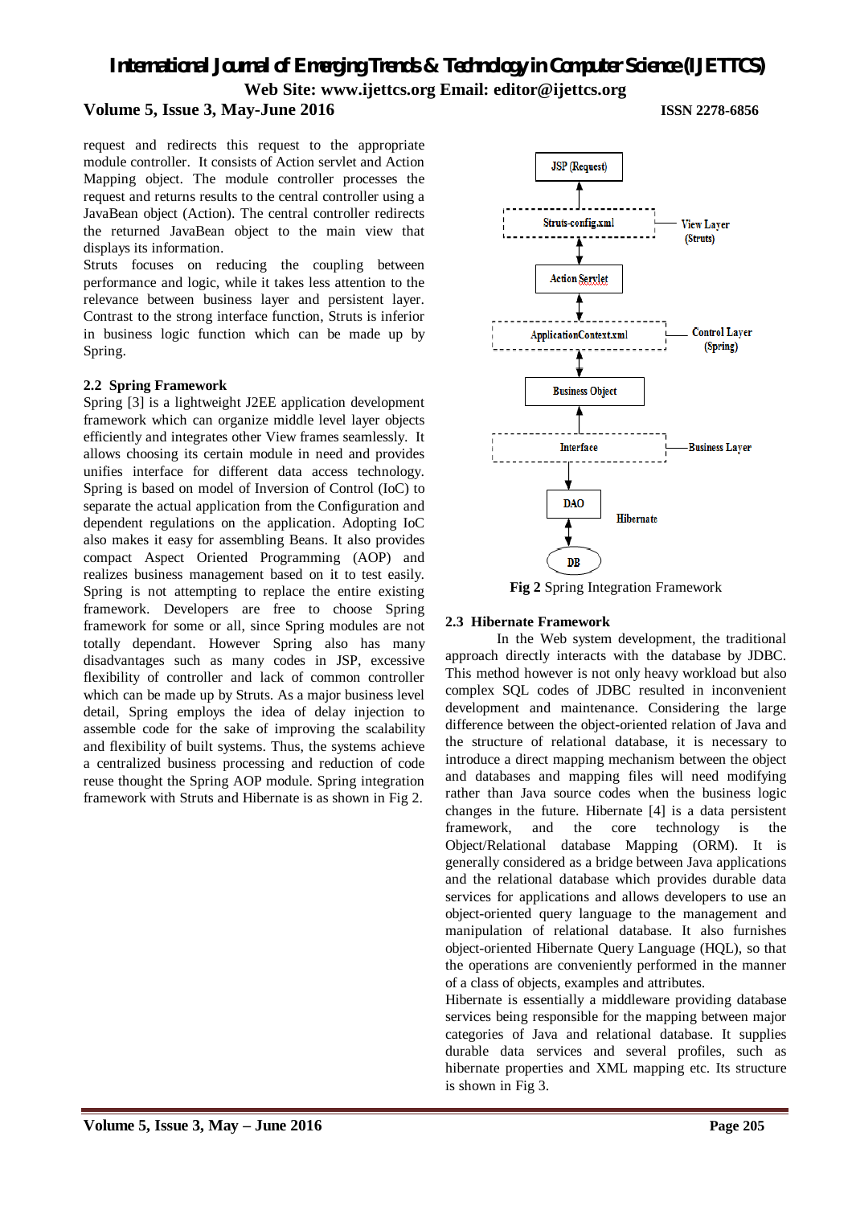request and redirects this request to the appropriate module controller. It consists of Action servlet and Action Mapping object. The module controller processes the request and returns results to the central controller using a JavaBean object (Action). The central controller redirects the returned JavaBean object to the main view that displays its information.

Struts focuses on reducing the coupling between performance and logic, while it takes less attention to the relevance between business layer and persistent layer. Contrast to the strong interface function, Struts is inferior in business logic function which can be made up by Spring.

### 2.2 Spring Framework

Spring [3] is a lightweight J2EE application development framework which can organize middle level layer objects efficiently and integrates other View frames seamlessly. It allows choosing its certain module in need and provides unifies interface for different data access technology. Spring is based on model of Inversion of Control (IoC) to separate the actual application from the Configuration and dependent regulations on the application. Adopting IoC also makes it easy for assembling Beans. It also provides compact Aspect Oriented Programming (AOP) and realizes business management based on it to test easily. Spring is not attempting to replace the entire existing Struts framework. Developers are free to choose Spring framework for some or all, since Spring modules are not totally dependant. However Spring also has many disadvantages such as many codes in JSP, excessive flexibility of controller and lack of common controller which can be made up by Struts. As a major business level detail, Spring employs the idea of delay injection to assemble code for the sake of improving the scalability and flexibility of built systems. Thus, the systems achieve a centralized business processing and reduction of code reuse thought the Spring AOP module. Spring integration framework with Struts and Hibernate is as shown in Fig 2.

JSP (Request)

Struts-config.xml — View Layer (Struts)

Action Servlet

ApplicationContext.xml — Control Layer (Spring)

Business Object

Interface — Business Layer

DAO — Hibernate

DB

**Fig 2** Spring Integration Framework

### 2.3 Hibernate Framework

In the Web system development, the traditional approach directly interacts with the database by JDBC. This method however is not only heavy workload but also complex SQL codes of JDBC resulted in inconvenient development and maintenance. Considering the large difference between the object-oriented relation of Java and the structure of relational database, it is necessary to introduce a direct mapping mechanism between the object and databases and mapping files will need modifying rather than Java source codes when the business logic changes in the future. Hibernate [4] is a data persistent framework, and the core technology is the Object/Relational database Mapping (ORM). It is generally considered as a bridge between Java applications and the relational database which provides durable data services for applications and allows developers to use an object-oriented query language to the management and manipulation of relational database. It also furnishes object-oriented Hibernate Query Language (HQL), so that the operations are conveniently performed in the manner of a class of objects, examples and attributes.

Hibernate is essentially a middleware providing database services being responsible for the mapping between major categories of Java and relational database. It supplies durable data services and several profiles, such as hibernate properties and XML mapping etc. Its structure is shown in Fig 3.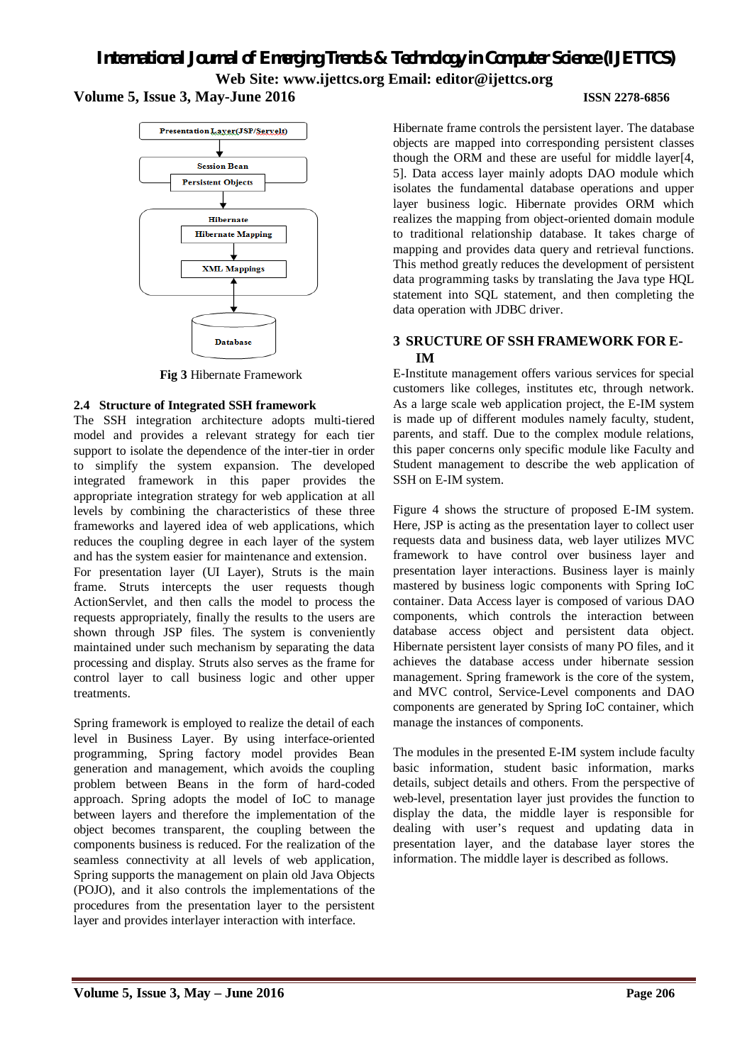**Fig 3** Hibernate Framework

### 2.4 Structure of Integrated SSH framework

The SSH integration architecture adopts multi-tiered model and provides a relevant strategy for each tier support to isolate the dependence of the inter-tier in order to simplify the system expansion. The developed integrated framework in this paper provides the appropriate integration strategy for web application at all levels by combining the characteristics of these three frameworks and layered idea of web applications, which reduces the coupling degree in each layer of the system and has the system easier for maintenance and extension.

For presentation layer (UI Layer), Struts is the main frame. Struts intercepts the user requests though ActionServlet, and then calls the model to process the requests appropriately, finally the results to the users are shown through JSP files. The system is conveniently maintained under such mechanism by separating the data processing and display. Struts also serves as the frame for control layer to call business logic and other upper treatments.

Spring framework is employed to realize the detail of each level in Business Layer. By using interface-oriented programming, Spring factory model provides Bean generation and management, which avoids the coupling problem between Beans in the form of hard-coded approach. Spring adopts the model of IoC to manage between layers and therefore the implementation of the object becomes transparent, the coupling between the components business is reduced. For the realization of the seamless connectivity at all levels of web application, Spring supports the management on plain old Java Objects (POJO), and it also controls the implementations of the procedures from the presentation layer to the persistent layer and provides interlayer interaction with interface.

Hibernate frame controls the persistent layer. The database objects are mapped into corresponding persistent classes though the ORM and these are useful for middle layer[4, 5]. Data access layer mainly adopts DAO module which isolates the fundamental database operations and upper layer business logic. Hibernate provides ORM which realizes the mapping from object-oriented domain module to traditional relationship database. It takes charge of mapping and provides data query and retrieval functions. This method greatly reduces the development of persistent data programming tasks by translating the Java type HQL statement into SQL statement, and then completing the data operation with JDBC driver.

## 3 SRUCTURE OF SSH FRAMEWORK FOR E-IM

E-Institute management offers various services for special customers like colleges, institutes etc, through network. As a large scale web application project, the E-IM system is made up of different modules namely faculty, student, parents, and staff. Due to the complex module relations, this paper concerns only specific module like Faculty and Student management to describe the web application of SSH on E-IM system.

Figure 4 shows the structure of proposed E-IM system. Here, JSP is acting as the presentation layer to collect user requests data and business data, web layer utilizes MVC framework to have control over business layer and presentation layer interactions. Business layer is mainly mastered by business logic components with Spring IoC container. Data Access layer is composed of various DAO components, which controls the interaction between database access object and persistent data object. Hibernate persistent layer consists of many PO files, and it achieves the database access under hibernate session management. Spring framework is the core of the system, and MVC control, Service-Level components and DAO components are generated by Spring IoC container, which manage the instances of components.

The modules in the presented E-IM system include faculty basic information, student basic information, marks details, subject details and others. From the perspective of web-level, presentation layer just provides the function to display the data, the middle layer is responsible for dealing with user's request and updating data in presentation layer, and the database layer stores the information. The middle layer is described as follows.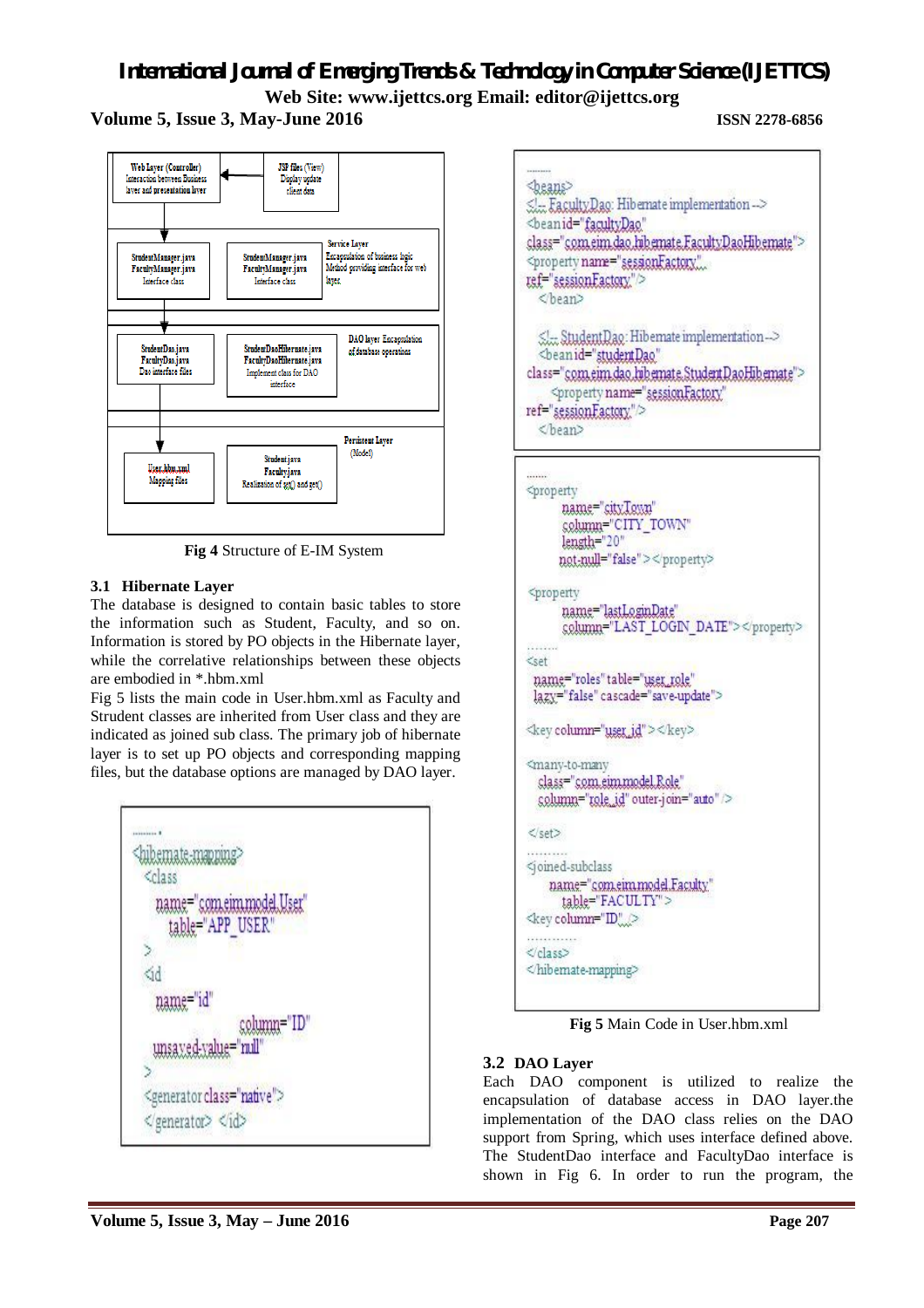| Web Layer (Controller) Interaction between Business layer and presentation layer | JSP files (View) Display update client data |
|---|---|
| StudentManager.java FacultyManager.java Interface class | StudentManager.java FacultyManager.java Interface class — Service Layer: Encapsulation of business logic; Method providing interface for web layer |
| StudentDao.java FacultyDao.java Dao interface files | StudentDaoHibernate.java FacultyDaoHibernate.java Implement class for DAO interface — DAO layer: Encapsulation of database operations |
| User.hbm.xml Mapping files | Student.java Faculty.java Realization of get() and set() — Persistent Layer (Model) |

**Fig 4** Structure of E-IM System

### 3.1 Hibernate Layer

The database is designed to contain basic tables to store the information such as Student, Faculty, and so on. Information is stored by PO objects in the Hibernate layer, while the correlative relationships between these objects are embodied in *.hbm.xml

Fig 5 lists the main code in User.hbm.xml as Faculty and Strudent classes are inherited from User class and they are indicated as joined sub class. The primary job of hibernate layer is to set up PO objects and corresponding mapping files, but the database options are managed by DAO layer.

```
.........
<hibernate-mapping>
  <class
    name="com.eim.model.User"
      table="APP_USER"
  >
  <id
    name="id"
            column="ID"
    unsaved-value="null"
  >
  <generator class="native">
  </generator> </id>
```

```
.........
<beans>
<!-- FacultyDao: Hibernate implementation -->
<bean id="facultyDao"
class="com.eim.dao.hibernate.FacultyDaoHibernate">
<property name="sessionFactory"
ref="sessionFactory"/>
   </bean>

   <!-- StudentDao: Hibernate implementation -->
   <bean id="studentDao"
class="com.eim.dao.hibernate.StudentDaoHibernate">
      <property name="sessionFactory"
ref="sessionFactory"/>
   </bean>
```

```
.......
<property
        name="cityTown"
        column="CITY_TOWN"
        length="20"
        not-null="false" ></property>

<property
        name="lastLoginDate"
        column="LAST_LOGIN_DATE"></property>
........
<set
  name="roles" table="user_role"
  lazy="false" cascade="save-update">

<key column="user_id"></key>

<many-to-many
   class="com.eim.model.Role"
   column="role_id" outer-join="auto" />

</set>
..........
<joined-subclass
     name="com.eim.model.Faculty"
       table="FACULTY">
<key column="ID"/>
............
</class>
</hibernate-mapping>
```

**Fig 5** Main Code in User.hbm.xml

### 3.2 DAO Layer

Each DAO component is utilized to realize the encapsulation of database access in DAO layer.the implementation of the DAO class relies on the DAO support from Spring, which uses interface defined above. The StudentDao interface and FacultyDao interface is shown in Fig 6. In order to run the program, the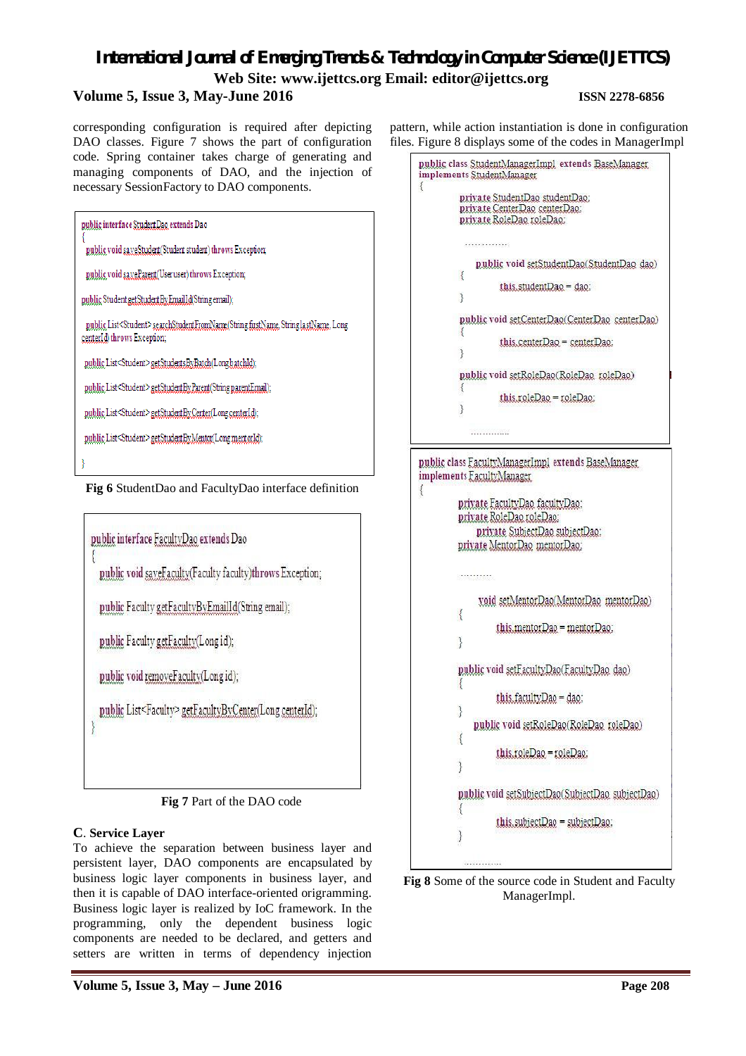corresponding configuration is required after depicting DAO classes. Figure 7 shows the part of configuration code. Spring container takes charge of generating and managing components of DAO, and the injection of necessary SessionFactory to DAO components.

```
public interface StudentDao extends Dao
{
 public void saveStudent(Student student) throws Exception;

 public void saveParent(User user) throws Exception;

public Student getStudentByEmailId(String email);

 public List<Student> searchStudentFromName(String firstName, String lastName, Long centerId) throws Exception;

 public List<Student> getStudentsByBatch(Long batchId);

 public List<Student> getStudentByParent(String parentEmail);

 public List<Student> getStudentByCenter(Long centerId);

 public List<Student> getStudentByMentor(Long mentorId);

}
```

**Fig 6** StudentDao and FacultyDao interface definition

```
public interface FacultyDao extends Dao
{
  public void saveFaculty(Faculty faculty)throws Exception;

  public Faculty getFacultyByEmailId(String email);

  public Faculty getFaculty(Long id);

  public void removeFaculty(Long id);

  public List<Faculty> getFacultyByCenter(Long centerId);
}
```

**Fig 7** Part of the DAO code

### C. Service Layer

To achieve the separation between business layer and persistent layer, DAO components are encapsulated by business logic layer components in business layer, and then it is capable of DAO interface-oriented origramming. Business logic layer is realized by IoC framework. In the programming, only the dependent business logic components are needed to be declared, and getters and setters are written in terms of dependency injection pattern, while action instantiation is done in configuration files. Figure 8 displays some of the codes in ManagerImpl

```
public class StudentManagerImpl extends BaseManager
implements StudentManager
{
        private StudentDao studentDao;
        private CenterDao centerDao;
        private RoleDao roleDao;

         .............

          public void setStudentDao(StudentDao dao)
        {
                this.studentDao = dao;
        }

        public void setCenterDao(CenterDao centerDao)
        {
                this.centerDao = centerDao;
        }

        public void setRoleDao(RoleDao roleDao)
        {
                this.roleDao = roleDao;
        }

            .............
```

```
public class FacultyManagerImpl extends BaseManager
implements FacultyManager
{
        private FacultyDao facultyDao;
        private RoleDao roleDao;
           private SubjectDao subjectDao;
        private MentorDao mentorDao;

        ..........

          void setMentorDao(MentorDao mentorDao)
        {
               this.mentorDao = mentorDao;
        }

        public void setFacultyDao(FacultyDao dao)
        {
               this.facultyDao = dao;
        }
           public void setRoleDao(RoleDao roleDao)
        {
               this.roleDao = roleDao;
        }

        public void setSubjectDao(SubjectDao subjectDao)
        {
               this.subjectDao = subjectDao;
        }

          ............
```

**Fig 8** Some of the source code in Student and Faculty ManagerImpl.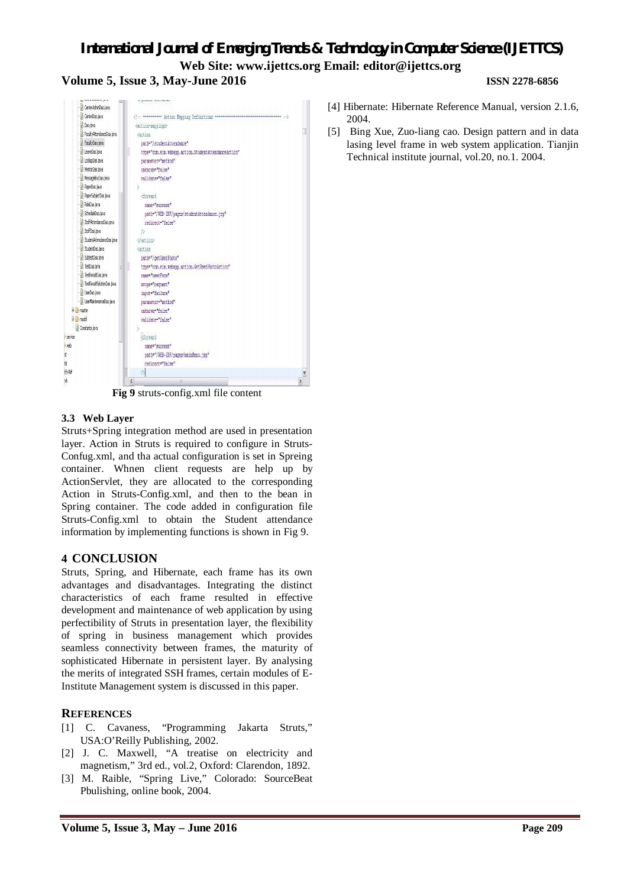Fig 9 struts-config.xml file content

### 3.3 Web Layer

Struts+Spring integration method are used in presentation layer. Action in Struts is required to configure in Struts-Confug.xml, and tha actual configuration is set in Spreing container. Whnen client requests are help up by ActionServlet, they are allocated to the corresponding Action in Struts-Config.xml, and then to the bean in Spring container. The code added in configuration file Struts-Config.xml to obtain the Student attendance information by implementing functions is shown in Fig 9.

## 4 CONCLUSION

Struts, Spring, and Hibernate, each frame has its own advantages and disadvantages. Integrating the distinct characteristics of each frame resulted in effective development and maintenance of web application by using perfectibility of Struts in presentation layer, the flexibility of spring in business management which provides seamless connectivity between frames, the maturity of sophisticated Hibernate in persistent layer. By analysing the merits of integrated SSH frames, certain modules of E-Institute Management system is discussed in this paper.

## REFERENCES

[1] C. Cavaness, "Programming Jakarta Struts," USA:O'Reilly Publishing, 2002.

[2] J. C. Maxwell, "A treatise on electricity and magnetism," 3rd ed., vol.2, Oxford: Clarendon, 1892.

[3] M. Raible, "Spring Live," Colorado: SourceBeat Pbulishing, online book, 2004.

[4] Hibernate: Hibernate Reference Manual, version 2.1.6, 2004.

[5] Bing Xue, Zuo-liang cao. Design pattern and in data lasing level frame in web system application. Tianjin Technical institute journal, vol.20, no.1. 2004.